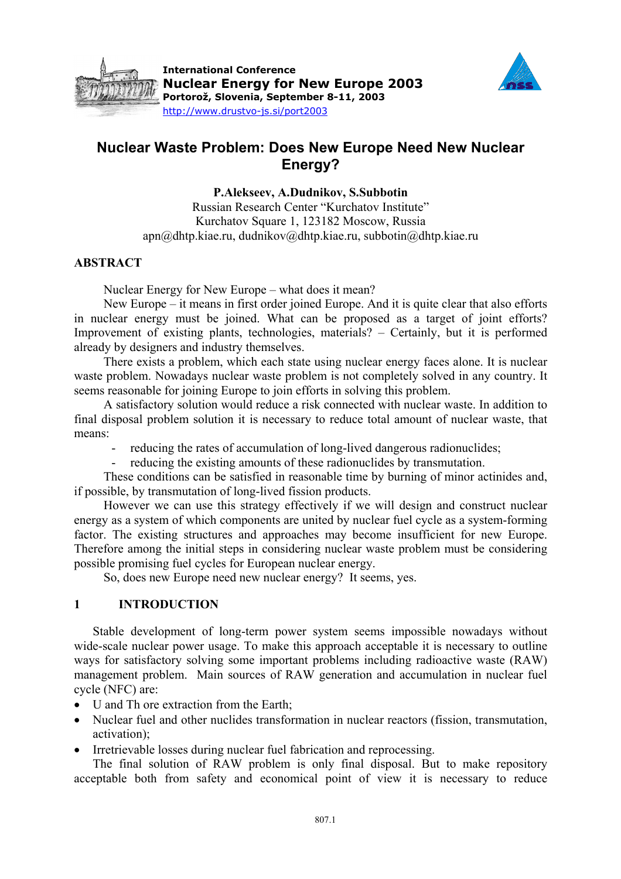International Conference
**Nuclear Energy for New Europe 2003**
**Portorož, Slovenia, September 8-11, 2003**
http://www.drustvo-js.si/port2003

# Nuclear Waste Problem: Does New Europe Need New Nuclear Energy?

**P.Alekseev, A.Dudnikov, S.Subbotin**
Russian Research Center "Kurchatov Institute"
Kurchatov Square 1, 123182 Moscow, Russia
apn@dhtp.kiae.ru, dudnikov@dhtp.kiae.ru, subbotin@dhtp.kiae.ru

## ABSTRACT

Nuclear Energy for New Europe – what does it mean?

New Europe – it means in first order joined Europe. And it is quite clear that also efforts in nuclear energy must be joined. What can be proposed as a target of joint efforts? Improvement of existing plants, technologies, materials? – Certainly, but it is performed already by designers and industry themselves.

There exists a problem, which each state using nuclear energy faces alone. It is nuclear waste problem. Nowadays nuclear waste problem is not completely solved in any country. It seems reasonable for joining Europe to join efforts in solving this problem.

A satisfactory solution would reduce a risk connected with nuclear waste. In addition to final disposal problem solution it is necessary to reduce total amount of nuclear waste, that means:

- reducing the rates of accumulation of long-lived dangerous radionuclides;
- reducing the existing amounts of these radionuclides by transmutation.

These conditions can be satisfied in reasonable time by burning of minor actinides and, if possible, by transmutation of long-lived fission products.

However we can use this strategy effectively if we will design and construct nuclear energy as a system of which components are united by nuclear fuel cycle as a system-forming factor. The existing structures and approaches may become insufficient for new Europe. Therefore among the initial steps in considering nuclear waste problem must be considering possible promising fuel cycles for European nuclear energy.

So, does new Europe need new nuclear energy? It seems, yes.

## 1 INTRODUCTION

Stable development of long-term power system seems impossible nowadays without wide-scale nuclear power usage. To make this approach acceptable it is necessary to outline ways for satisfactory solving some important problems including radioactive waste (RAW) management problem. Main sources of RAW generation and accumulation in nuclear fuel cycle (NFC) are:

- U and Th ore extraction from the Earth;
- Nuclear fuel and other nuclides transformation in nuclear reactors (fission, transmutation, activation);
- Irretrievable losses during nuclear fuel fabrication and reprocessing.

The final solution of RAW problem is only final disposal. But to make repository acceptable both from safety and economical point of view it is necessary to reduce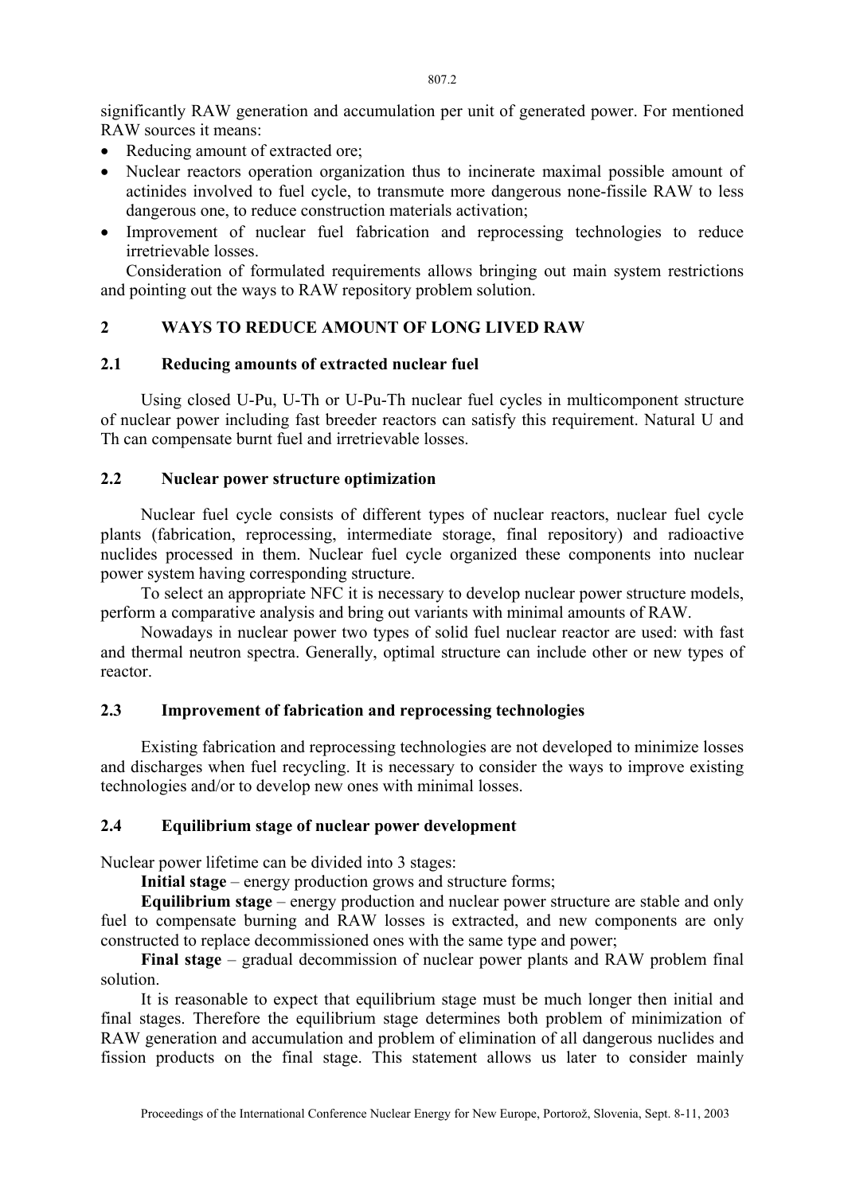significantly RAW generation and accumulation per unit of generated power. For mentioned RAW sources it means:

- Reducing amount of extracted ore;
- Nuclear reactors operation organization thus to incinerate maximal possible amount of actinides involved to fuel cycle, to transmute more dangerous none-fissile RAW to less dangerous one, to reduce construction materials activation;
- Improvement of nuclear fuel fabrication and reprocessing technologies to reduce irretrievable losses.

Consideration of formulated requirements allows bringing out main system restrictions and pointing out the ways to RAW repository problem solution.

## 2 WAYS TO REDUCE AMOUNT OF LONG LIVED RAW

### 2.1 Reducing amounts of extracted nuclear fuel

Using closed U-Pu, U-Th or U-Pu-Th nuclear fuel cycles in multicomponent structure of nuclear power including fast breeder reactors can satisfy this requirement. Natural U and Th can compensate burnt fuel and irretrievable losses.

### 2.2 Nuclear power structure optimization

Nuclear fuel cycle consists of different types of nuclear reactors, nuclear fuel cycle plants (fabrication, reprocessing, intermediate storage, final repository) and radioactive nuclides processed in them. Nuclear fuel cycle organized these components into nuclear power system having corresponding structure.

To select an appropriate NFC it is necessary to develop nuclear power structure models, perform a comparative analysis and bring out variants with minimal amounts of RAW.

Nowadays in nuclear power two types of solid fuel nuclear reactor are used: with fast and thermal neutron spectra. Generally, optimal structure can include other or new types of reactor.

### 2.3 Improvement of fabrication and reprocessing technologies

Existing fabrication and reprocessing technologies are not developed to minimize losses and discharges when fuel recycling. It is necessary to consider the ways to improve existing technologies and/or to develop new ones with minimal losses.

### 2.4 Equilibrium stage of nuclear power development

Nuclear power lifetime can be divided into 3 stages:

**Initial stage** – energy production grows and structure forms;

**Equilibrium stage** – energy production and nuclear power structure are stable and only fuel to compensate burning and RAW losses is extracted, and new components are only constructed to replace decommissioned ones with the same type and power;

**Final stage** – gradual decommission of nuclear power plants and RAW problem final solution.

It is reasonable to expect that equilibrium stage must be much longer then initial and final stages. Therefore the equilibrium stage determines both problem of minimization of RAW generation and accumulation and problem of elimination of all dangerous nuclides and fission products on the final stage. This statement allows us later to consider mainly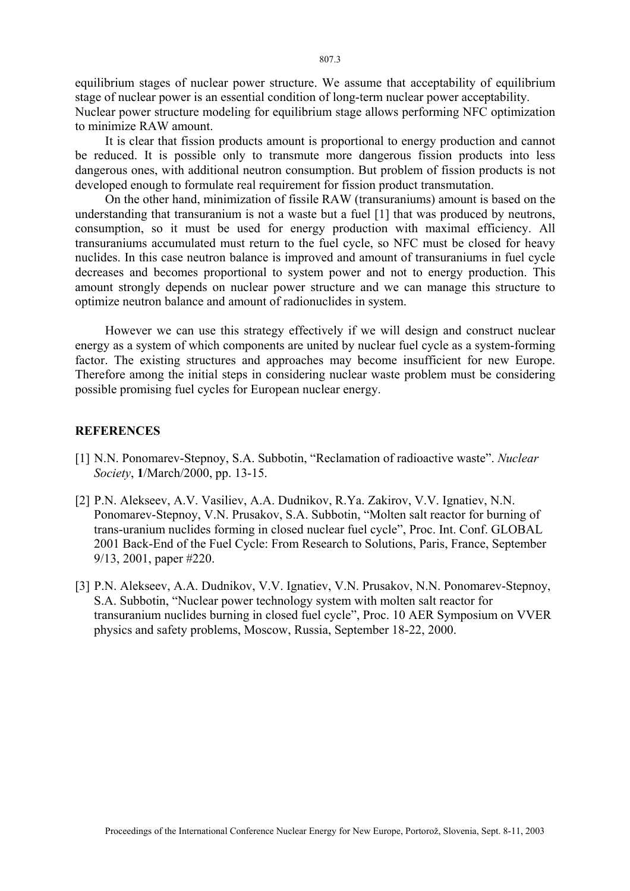equilibrium stages of nuclear power structure. We assume that acceptability of equilibrium stage of nuclear power is an essential condition of long-term nuclear power acceptability. Nuclear power structure modeling for equilibrium stage allows performing NFC optimization to minimize RAW amount.

It is clear that fission products amount is proportional to energy production and cannot be reduced. It is possible only to transmute more dangerous fission products into less dangerous ones, with additional neutron consumption. But problem of fission products is not developed enough to formulate real requirement for fission product transmutation.

On the other hand, minimization of fissile RAW (transuraniums) amount is based on the understanding that transuranium is not a waste but a fuel [1] that was produced by neutrons, consumption, so it must be used for energy production with maximal efficiency. All transuraniums accumulated must return to the fuel cycle, so NFC must be closed for heavy nuclides. In this case neutron balance is improved and amount of transuraniums in fuel cycle decreases and becomes proportional to system power and not to energy production. This amount strongly depends on nuclear power structure and we can manage this structure to optimize neutron balance and amount of radionuclides in system.

However we can use this strategy effectively if we will design and construct nuclear energy as a system of which components are united by nuclear fuel cycle as a system-forming factor. The existing structures and approaches may become insufficient for new Europe. Therefore among the initial steps in considering nuclear waste problem must be considering possible promising fuel cycles for European nuclear energy.

## REFERENCES

[1] N.N. Ponomarev-Stepnoy, S.A. Subbotin, “Reclamation of radioactive waste”. *Nuclear Society*, **1**/March/2000, pp. 13-15.

[2] P.N. Alekseev, A.V. Vasiliev, A.A. Dudnikov, R.Ya. Zakirov, V.V. Ignatiev, N.N. Ponomarev-Stepnoy, V.N. Prusakov, S.A. Subbotin, “Molten salt reactor for burning of trans-uranium nuclides forming in closed nuclear fuel cycle”, Proc. Int. Conf. GLOBAL 2001 Back-End of the Fuel Cycle: From Research to Solutions, Paris, France, September 9/13, 2001, paper #220.

[3] P.N. Alekseev, A.A. Dudnikov, V.V. Ignatiev, V.N. Prusakov, N.N. Ponomarev-Stepnoy, S.A. Subbotin, “Nuclear power technology system with molten salt reactor for transuranium nuclides burning in closed fuel cycle”, Proc. 10 AER Symposium on VVER physics and safety problems, Moscow, Russia, September 18-22, 2000.